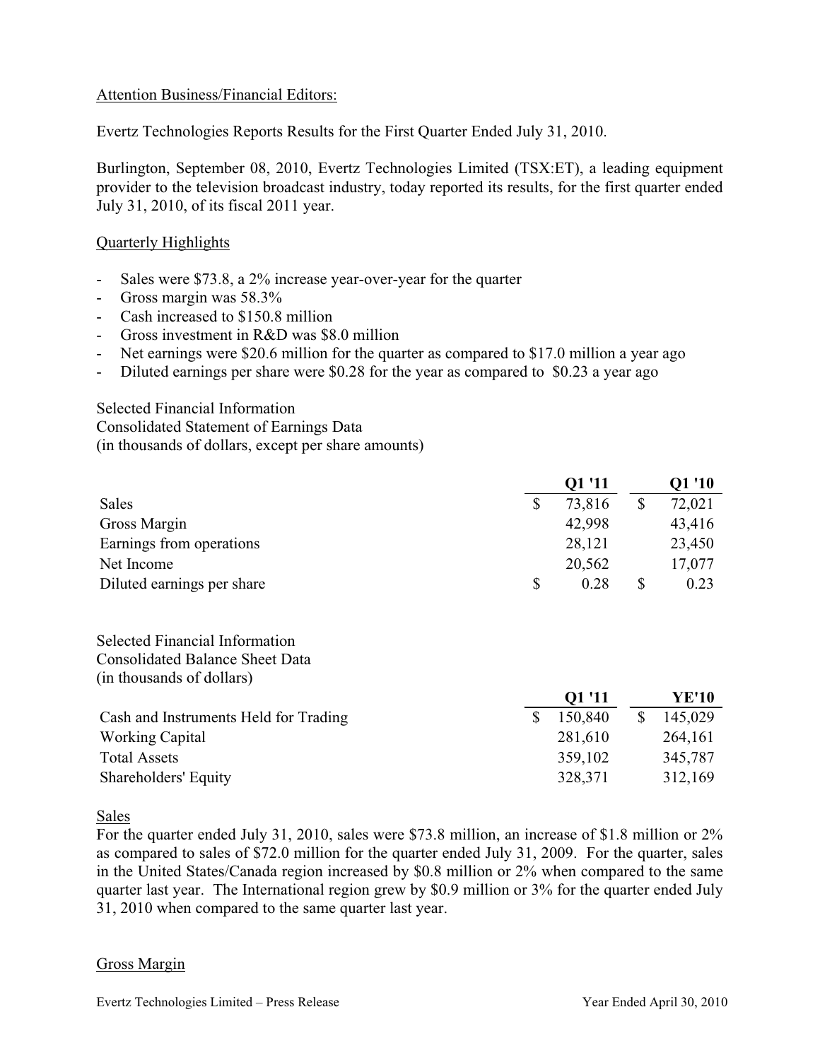Attention Business/Financial Editors:

Evertz Technologies Reports Results for the First Quarter Ended July 31, 2010.

Burlington, September 08, 2010, Evertz Technologies Limited (TSX:ET), a leading equipment provider to the television broadcast industry, today reported its results, for the first quarter ended July 31, 2010, of its fiscal 2011 year.

## Quarterly Highlights

- Sales were $73.8, a 2% increase year-over-year for the quarter
- Gross margin was 58.3%
- Cash increased to $150.8 million
- Gross investment in R&D was $8.0 million
- Net earnings were $20.6 million for the quarter as compared to $17.0 million a year ago
- Diluted earnings per share were $0.28 for the year as compared to $0.23 a year ago

Selected Financial Information
Consolidated Statement of Earnings Data
(in thousands of dollars, except per share amounts)

| | Q1 '11 | Q1 '10 |
|---|---|---|
| Sales | $ 73,816 | $ 72,021 |
| Gross Margin | 42,998 | 43,416 |
| Earnings from operations | 28,121 | 23,450 |
| Net Income | 20,562 | 17,077 |
| Diluted earnings per share | $ 0.28 | $ 0.23 |

Selected Financial Information
Consolidated Balance Sheet Data
(in thousands of dollars)

| | Q1 '11 | YE'10 |
|---|---|---|
| Cash and Instruments Held for Trading | $ 150,840 | $ 145,029 |
| Working Capital | 281,610 | 264,161 |
| Total Assets | 359,102 | 345,787 |
| Shareholders' Equity | 328,371 | 312,169 |

## Sales

For the quarter ended July 31, 2010, sales were $73.8 million, an increase of $1.8 million or 2% as compared to sales of $72.0 million for the quarter ended July 31, 2009. For the quarter, sales in the United States/Canada region increased by $0.8 million or 2% when compared to the same quarter last year. The International region grew by $0.9 million or 3% for the quarter ended July 31, 2010 when compared to the same quarter last year.

## Gross Margin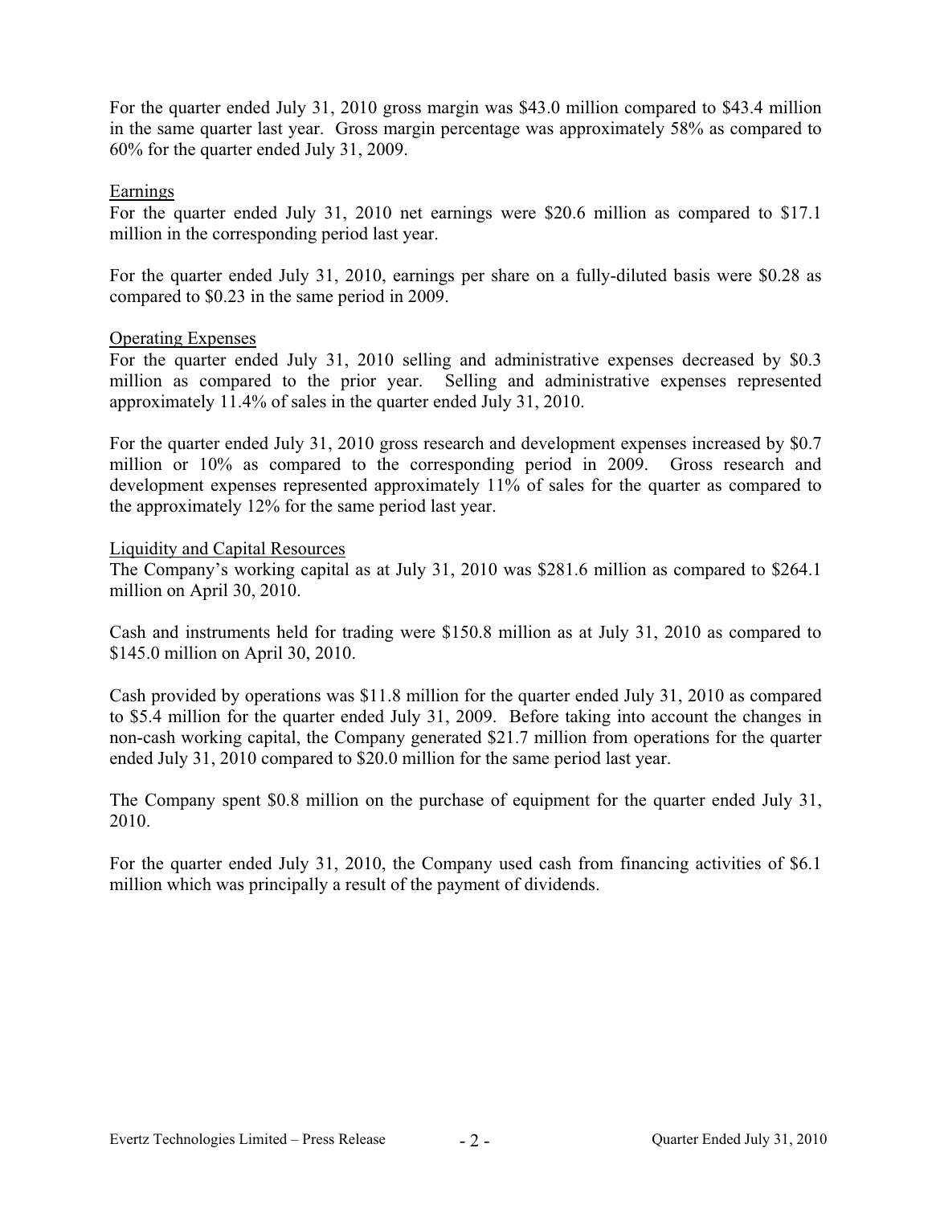For the quarter ended July 31, 2010 gross margin was $43.0 million compared to $43.4 million in the same quarter last year. Gross margin percentage was approximately 58% as compared to 60% for the quarter ended July 31, 2009.

## Earnings

For the quarter ended July 31, 2010 net earnings were $20.6 million as compared to $17.1 million in the corresponding period last year.

For the quarter ended July 31, 2010, earnings per share on a fully-diluted basis were $0.28 as compared to $0.23 in the same period in 2009.

## Operating Expenses

For the quarter ended July 31, 2010 selling and administrative expenses decreased by $0.3 million as compared to the prior year. Selling and administrative expenses represented approximately 11.4% of sales in the quarter ended July 31, 2010.

For the quarter ended July 31, 2010 gross research and development expenses increased by $0.7 million or 10% as compared to the corresponding period in 2009. Gross research and development expenses represented approximately 11% of sales for the quarter as compared to the approximately 12% for the same period last year.

## Liquidity and Capital Resources

The Company's working capital as at July 31, 2010 was $281.6 million as compared to $264.1 million on April 30, 2010.

Cash and instruments held for trading were $150.8 million as at July 31, 2010 as compared to $145.0 million on April 30, 2010.

Cash provided by operations was $11.8 million for the quarter ended July 31, 2010 as compared to $5.4 million for the quarter ended July 31, 2009. Before taking into account the changes in non-cash working capital, the Company generated $21.7 million from operations for the quarter ended July 31, 2010 compared to $20.0 million for the same period last year.

The Company spent $0.8 million on the purchase of equipment for the quarter ended July 31, 2010.

For the quarter ended July 31, 2010, the Company used cash from financing activities of $6.1 million which was principally a result of the payment of dividends.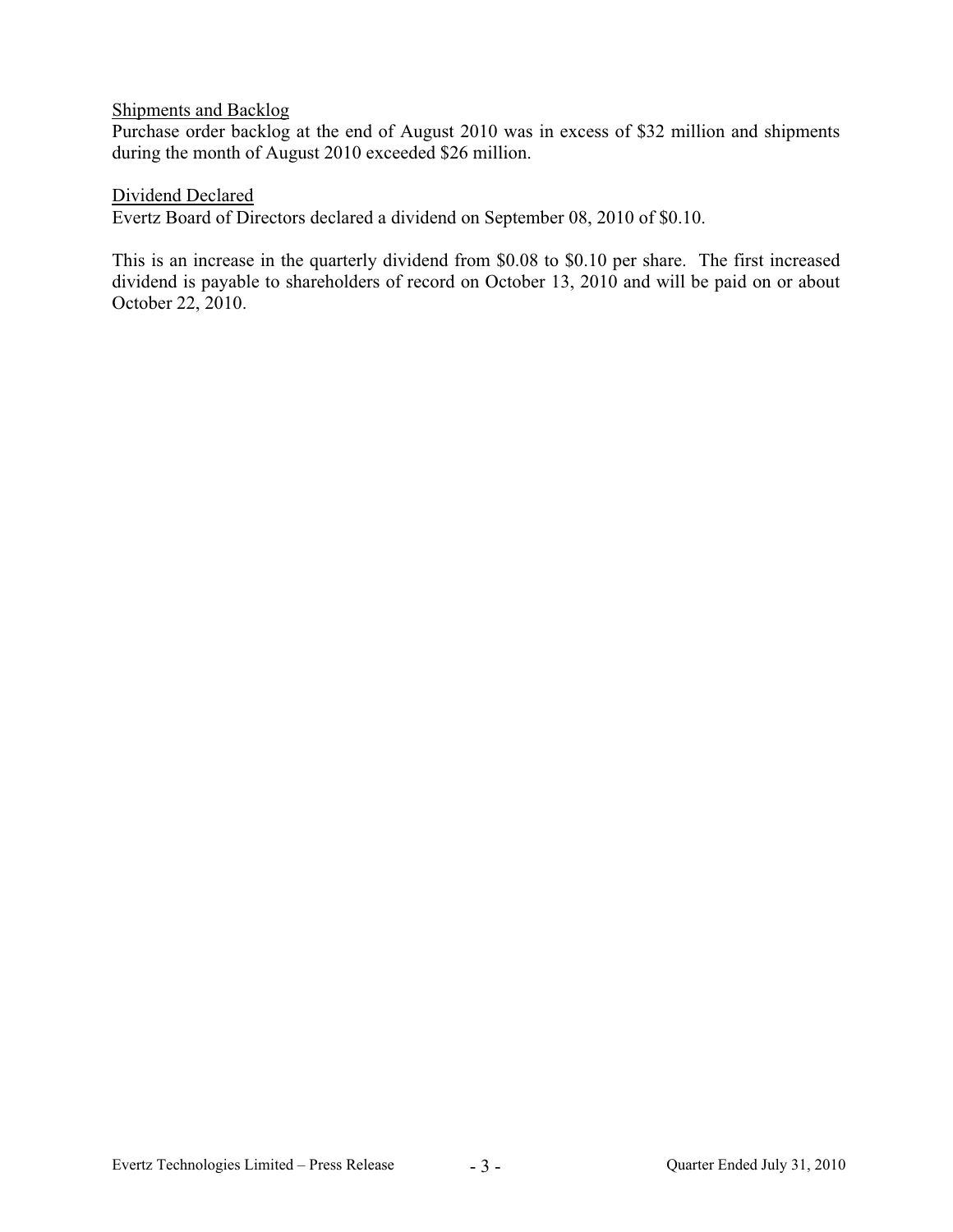<u>Shipments and Backlog</u>

Purchase order backlog at the end of August 2010 was in excess of $32 million and shipments during the month of August 2010 exceeded $26 million.

<u>Dividend Declared</u>

Evertz Board of Directors declared a dividend on September 08, 2010 of $0.10.

This is an increase in the quarterly dividend from $0.08 to $0.10 per share. The first increased dividend is payable to shareholders of record on October 13, 2010 and will be paid on or about October 22, 2010.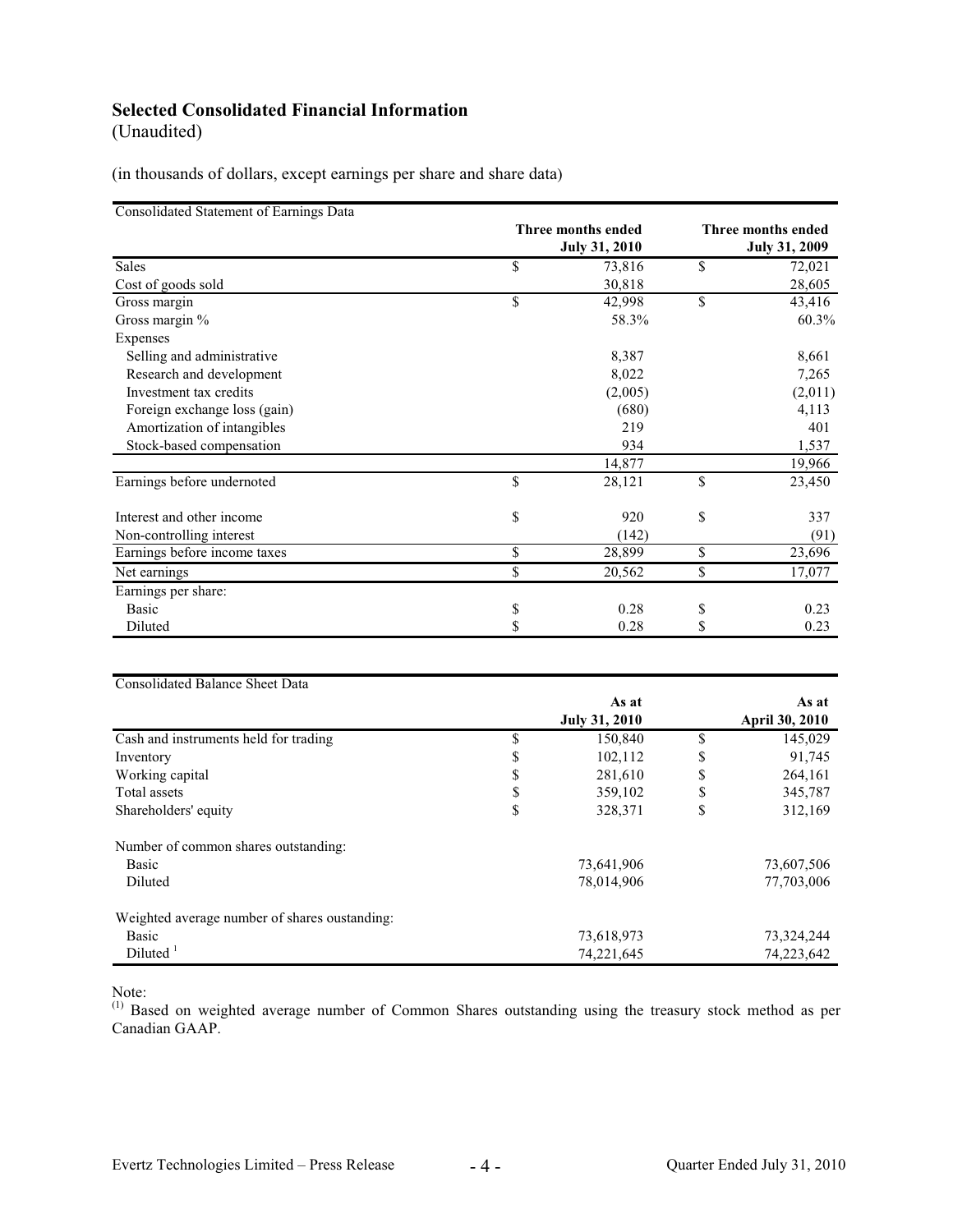# Selected Consolidated Financial Information

(Unaudited)

(in thousands of dollars, except earnings per share and share data)

| Consolidated Statement of Earnings Data | Three months ended July 31, 2010 | Three months ended July 31, 2009 |
|---|---|---|
| Sales | $ 73,816 | $ 72,021 |
| Cost of goods sold | 30,818 | 28,605 |
| Gross margin | $ 42,998 | $ 43,416 |
| Gross margin % | 58.3% | 60.3% |
| Expenses | | |
| Selling and administrative | 8,387 | 8,661 |
| Research and development | 8,022 | 7,265 |
| Investment tax credits | (2,005) | (2,011) |
| Foreign exchange loss (gain) | (680) | 4,113 |
| Amortization of intangibles | 219 | 401 |
| Stock-based compensation | 934 | 1,537 |
| | 14,877 | 19,966 |
| Earnings before undernoted | $ 28,121 | $ 23,450 |
| Interest and other income | $ 920 | $ 337 |
| Non-controlling interest | (142) | (91) |
| Earnings before income taxes | $ 28,899 | $ 23,696 |
| Net earnings | $ 20,562 | $ 17,077 |
| Earnings per share: | | |
| Basic | $ 0.28 | $ 0.23 |
| Diluted | $ 0.28 | $ 0.23 |

| Consolidated Balance Sheet Data | As at July 31, 2010 | As at April 30, 2010 |
|---|---|---|
| Cash and instruments held for trading | $ 150,840 | $ 145,029 |
| Inventory | $ 102,112 | $ 91,745 |
| Working capital | $ 281,610 | $ 264,161 |
| Total assets | $ 359,102 | $ 345,787 |
| Shareholders' equity | $ 328,371 | $ 312,169 |
| Number of common shares outstanding: | | |
| Basic | 73,641,906 | 73,607,506 |
| Diluted | 78,014,906 | 77,703,006 |
| Weighted average number of shares oustanding: | | |
| Basic | 73,618,973 | 73,324,244 |
| Diluted [1] | 74,221,645 | 74,223,642 |

Note:
(1) Based on weighted average number of Common Shares outstanding using the treasury stock method as per Canadian GAAP.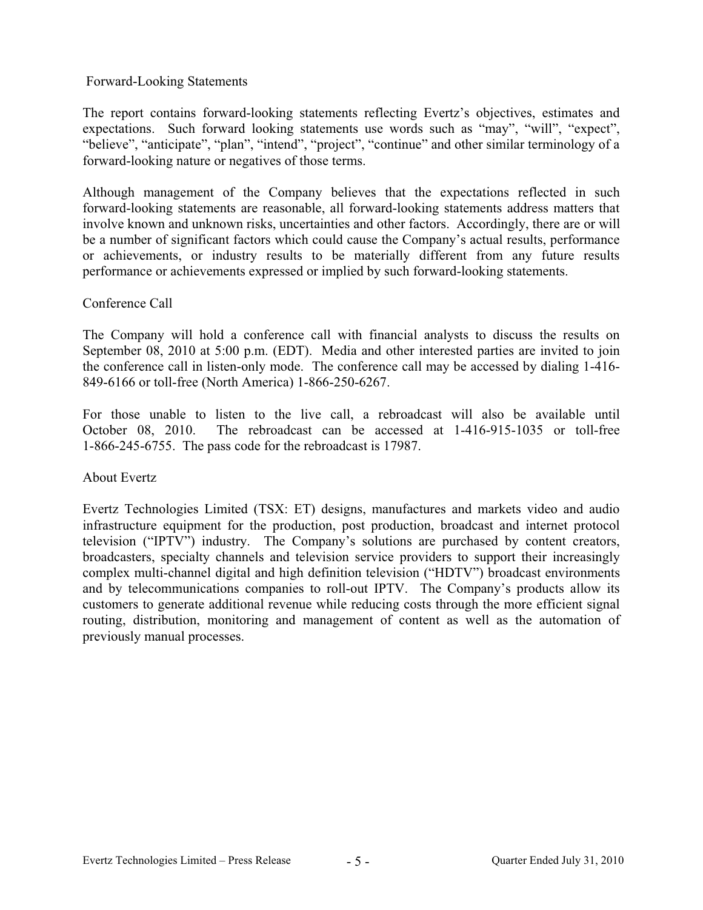## Forward-Looking Statements

The report contains forward-looking statements reflecting Evertz's objectives, estimates and expectations. Such forward looking statements use words such as "may", "will", "expect", "believe", "anticipate", "plan", "intend", "project", "continue" and other similar terminology of a forward-looking nature or negatives of those terms.

Although management of the Company believes that the expectations reflected in such forward-looking statements are reasonable, all forward-looking statements address matters that involve known and unknown risks, uncertainties and other factors. Accordingly, there are or will be a number of significant factors which could cause the Company's actual results, performance or achievements, or industry results to be materially different from any future results performance or achievements expressed or implied by such forward-looking statements.

## Conference Call

The Company will hold a conference call with financial analysts to discuss the results on September 08, 2010 at 5:00 p.m. (EDT). Media and other interested parties are invited to join the conference call in listen-only mode. The conference call may be accessed by dialing 1-416-849-6166 or toll-free (North America) 1-866-250-6267.

For those unable to listen to the live call, a rebroadcast will also be available until October 08, 2010. The rebroadcast can be accessed at 1-416-915-1035 or toll-free 1-866-245-6755. The pass code for the rebroadcast is 17987.

## About Evertz

Evertz Technologies Limited (TSX: ET) designs, manufactures and markets video and audio infrastructure equipment for the production, post production, broadcast and internet protocol television ("IPTV") industry. The Company's solutions are purchased by content creators, broadcasters, specialty channels and television service providers to support their increasingly complex multi-channel digital and high definition television ("HDTV") broadcast environments and by telecommunications companies to roll-out IPTV. The Company's products allow its customers to generate additional revenue while reducing costs through the more efficient signal routing, distribution, monitoring and management of content as well as the automation of previously manual processes.